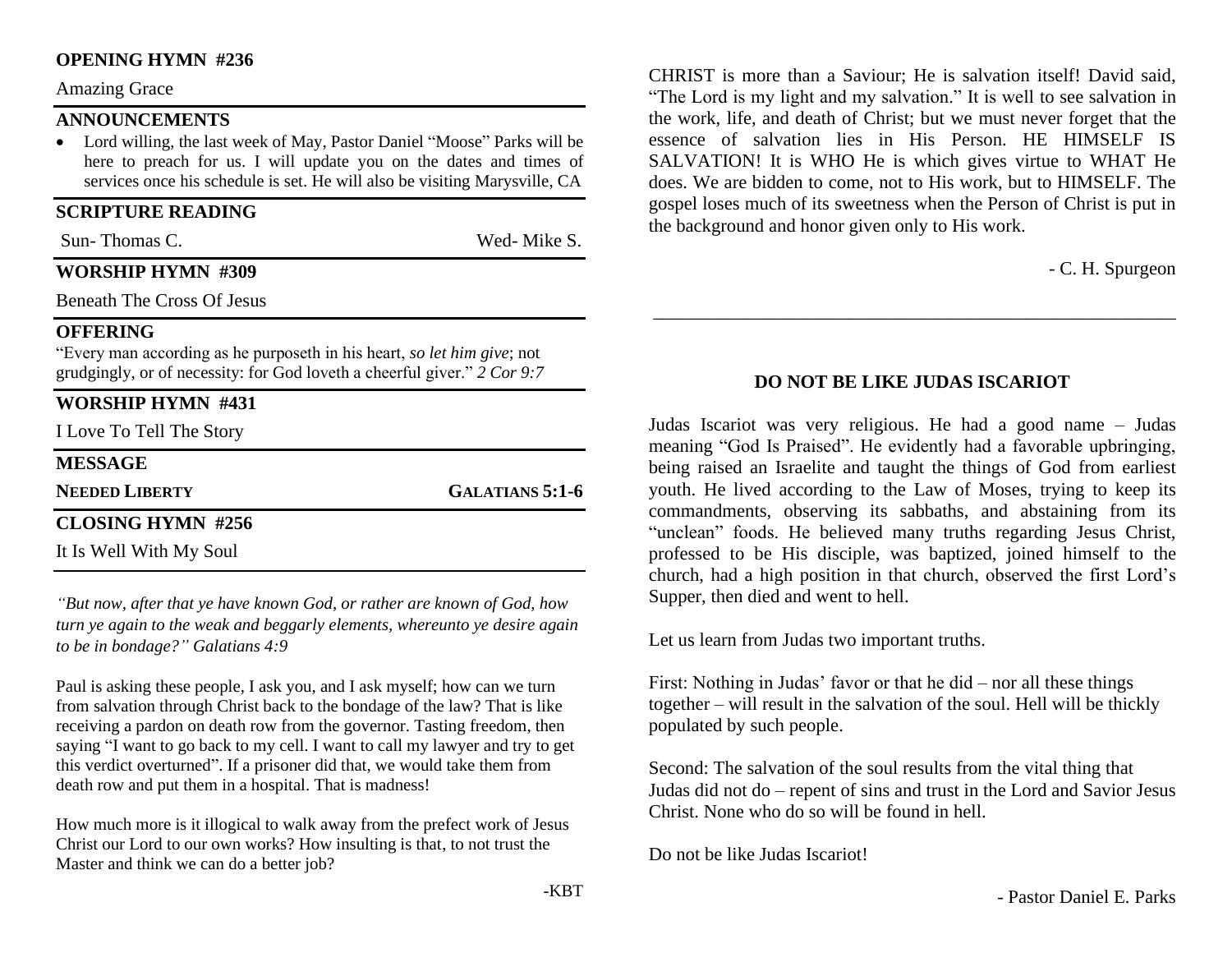## OPENING HYMN #236

Amazing Grace

## ANNOUNCEMENTS

- Lord willing, the last week of May, Pastor Daniel "Moose" Parks will be here to preach for us. I will update you on the dates and times of services once his schedule is set. He will also be visiting Marysville, CA

## SCRIPTURE READING

Sun- Thomas C. Wed- Mike S.

## WORSHIP HYMN #309

Beneath The Cross Of Jesus

## OFFERING

"Every man according as he purposeth in his heart, *so let him give*; not grudgingly, or of necessity: for God loveth a cheerful giver." *2 Cor 9:7*

## WORSHIP HYMN #431

I Love To Tell The Story

## MESSAGE

**NEEDED LIBERTY** **GALATIANS 5:1-6**

## CLOSING HYMN #256

It Is Well With My Soul

*"But now, after that ye have known God, or rather are known of God, how turn ye again to the weak and beggarly elements, whereunto ye desire again to be in bondage?" Galatians 4:9*

Paul is asking these people, I ask you, and I ask myself; how can we turn from salvation through Christ back to the bondage of the law? That is like receiving a pardon on death row from the governor. Tasting freedom, then saying "I want to go back to my cell. I want to call my lawyer and try to get this verdict overturned". If a prisoner did that, we would take them from death row and put them in a hospital. That is madness!

How much more is it illogical to walk away from the prefect work of Jesus Christ our Lord to our own works? How insulting is that, to not trust the Master and think we can do a better job?

-KBT

CHRIST is more than a Saviour; He is salvation itself! David said, "The Lord is my light and my salvation." It is well to see salvation in the work, life, and death of Christ; but we must never forget that the essence of salvation lies in His Person. HE HIMSELF IS SALVATION! It is WHO He is which gives virtue to WHAT He does. We are bidden to come, not to His work, but to HIMSELF. The gospel loses much of its sweetness when the Person of Christ is put in the background and honor given only to His work.

- C. H. Spurgeon

---

## DO NOT BE LIKE JUDAS ISCARIOT

Judas Iscariot was very religious. He had a good name – Judas meaning "God Is Praised". He evidently had a favorable upbringing, being raised an Israelite and taught the things of God from earliest youth. He lived according to the Law of Moses, trying to keep its commandments, observing its sabbaths, and abstaining from its "unclean" foods. He believed many truths regarding Jesus Christ, professed to be His disciple, was baptized, joined himself to the church, had a high position in that church, observed the first Lord's Supper, then died and went to hell.

Let us learn from Judas two important truths.

First: Nothing in Judas' favor or that he did – nor all these things together – will result in the salvation of the soul. Hell will be thickly populated by such people.

Second: The salvation of the soul results from the vital thing that Judas did not do – repent of sins and trust in the Lord and Savior Jesus Christ. None who do so will be found in hell.

Do not be like Judas Iscariot!

- Pastor Daniel E. Parks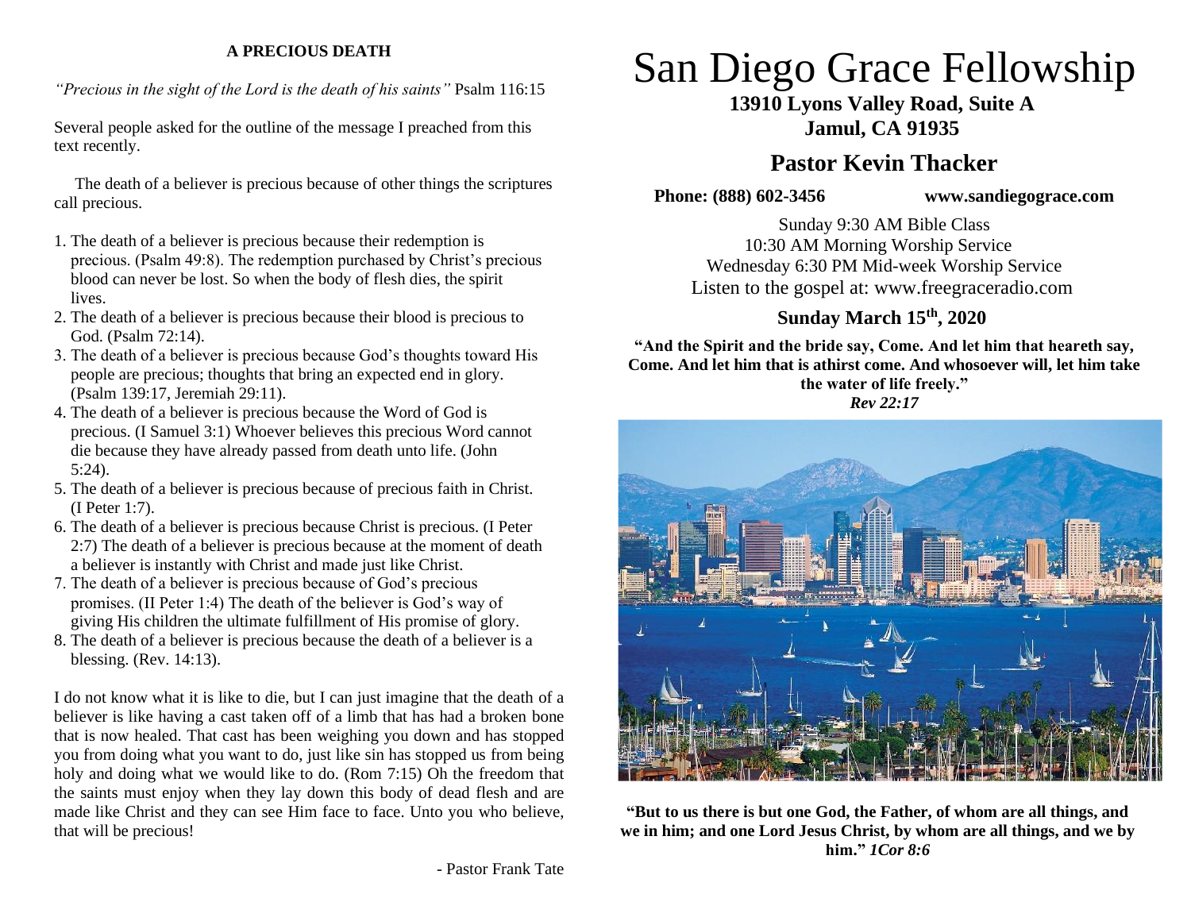**A PRECIOUS DEATH**

*"Precious in the sight of the Lord is the death of his saints"* Psalm 116:15

Several people asked for the outline of the message I preached from this text recently.

The death of a believer is precious because of other things the scriptures call precious.

1. The death of a believer is precious because their redemption is precious. (Psalm 49:8). The redemption purchased by Christ's precious blood can never be lost. So when the body of flesh dies, the spirit lives.
2. The death of a believer is precious because their blood is precious to God. (Psalm 72:14).
3. The death of a believer is precious because God's thoughts toward His people are precious; thoughts that bring an expected end in glory. (Psalm 139:17, Jeremiah 29:11).
4. The death of a believer is precious because the Word of God is precious. (I Samuel 3:1) Whoever believes this precious Word cannot die because they have already passed from death unto life. (John 5:24).
5. The death of a believer is precious because of precious faith in Christ. (I Peter 1:7).
6. The death of a believer is precious because Christ is precious. (I Peter 2:7) The death of a believer is precious because at the moment of death a believer is instantly with Christ and made just like Christ.
7. The death of a believer is precious because of God's precious promises. (II Peter 1:4) The death of the believer is God's way of giving His children the ultimate fulfillment of His promise of glory.
8. The death of a believer is precious because the death of a believer is a blessing. (Rev. 14:13).

I do not know what it is like to die, but I can just imagine that the death of a believer is like having a cast taken off of a limb that has had a broken bone that is now healed. That cast has been weighing you down and has stopped you from doing what you want to do, just like sin has stopped us from being holy and doing what we would like to do. (Rom 7:15) Oh the freedom that the saints must enjoy when they lay down this body of dead flesh and are made like Christ and they can see Him face to face. Unto you who believe, that will be precious!

- Pastor Frank Tate

# San Diego Grace Fellowship

**13910 Lyons Valley Road, Suite A**
**Jamul, CA 91935**

## Pastor Kevin Thacker

**Phone: (888) 602-3456** **www.sandiegograce.com**

Sunday 9:30 AM Bible Class
10:30 AM Morning Worship Service
Wednesday 6:30 PM Mid-week Worship Service
Listen to the gospel at: www.freegraceradio.com

### Sunday March 15th, 2020

**"And the Spirit and the bride say, Come. And let him that heareth say, Come. And let him that is athirst come. And whosoever will, let him take the water of life freely."**
***Rev 22:17***

**"But to us there is but one God, the Father, of whom are all things, and we in him; and one Lord Jesus Christ, by whom are all things, and we by him."** ***1Cor 8:6***